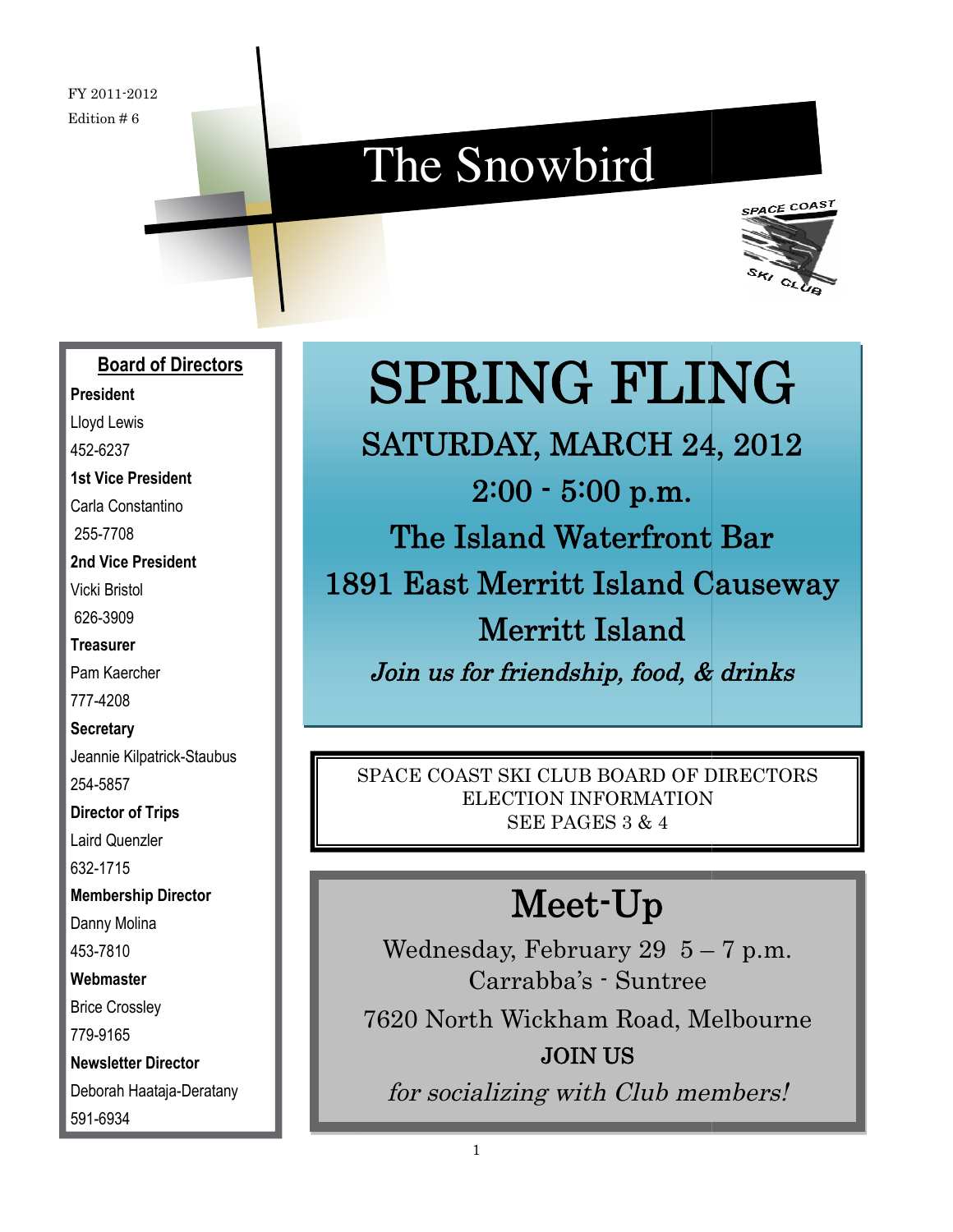FY 2011-2012

Edition # 6

# The Snowbird

SPACE COAST SKI CLUB

## Board of Directors

**President**
Lloyd Lewis
452-6237

**1st Vice President**
Carla Constantino
255-7708

**2nd Vice President**
Vicki Bristol
626-3909

**Treasurer**
Pam Kaercher
777-4208

**Secretary**
Jeannie Kilpatrick-Staubus
254-5857

**Director of Trips**
Laird Quenzler
632-1715

**Membership Director**
Danny Molina
453-7810

**Webmaster**
Brice Crossley
779-9165

**Newsletter Director**
Deborah Haataja-Deratany
591-6934

# SPRING FLING

SATURDAY, MARCH 24, 2012

2:00 - 5:00 p.m.

The Island Waterfront Bar

1891 East Merritt Island Causeway

Merritt Island

*Join us for friendship, food, & drinks*

---

SPACE COAST SKI CLUB BOARD OF DIRECTORS
ELECTION INFORMATION
SEE PAGES 3 & 4

---

## Meet-Up

Wednesday, February 29 5 – 7 p.m.

Carrabba's - Suntree

7620 North Wickham Road, Melbourne

**JOIN US**

*for socializing with Club members!*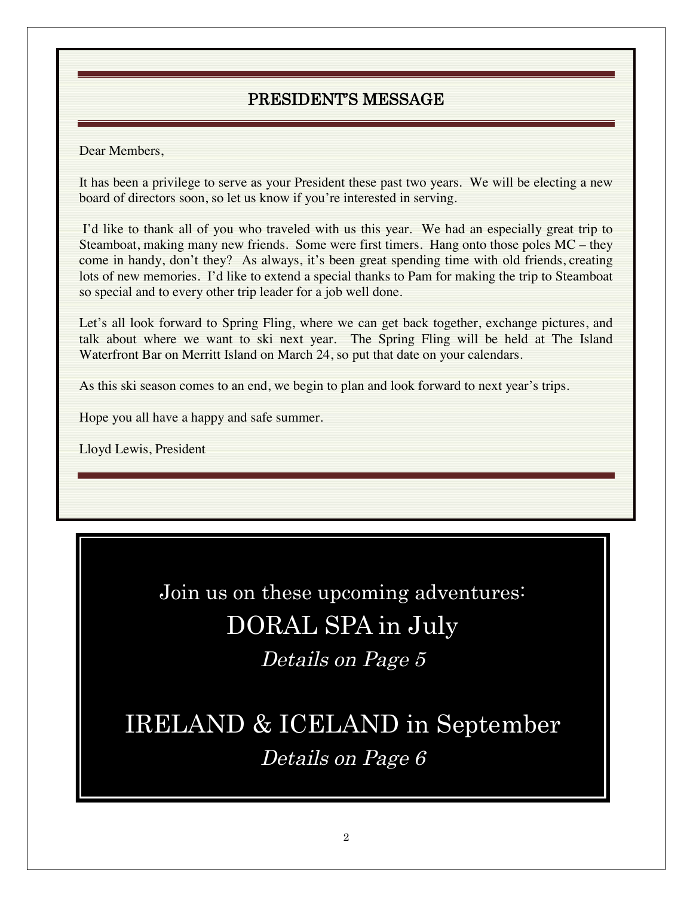## PRESIDENT'S MESSAGE

Dear Members,

It has been a privilege to serve as your President these past two years. We will be electing a new board of directors soon, so let us know if you're interested in serving.

I'd like to thank all of you who traveled with us this year. We had an especially great trip to Steamboat, making many new friends. Some were first timers. Hang onto those poles MC – they come in handy, don't they? As always, it's been great spending time with old friends, creating lots of new memories. I'd like to extend a special thanks to Pam for making the trip to Steamboat so special and to every other trip leader for a job well done.

Let's all look forward to Spring Fling, where we can get back together, exchange pictures, and talk about where we want to ski next year. The Spring Fling will be held at The Island Waterfront Bar on Merritt Island on March 24, so put that date on your calendars.

As this ski season comes to an end, we begin to plan and look forward to next year's trips.

Hope you all have a happy and safe summer.

Lloyd Lewis, President

Join us on these upcoming adventures:

DORAL SPA in July

*Details on Page 5*

IRELAND & ICELAND in September

*Details on Page 6*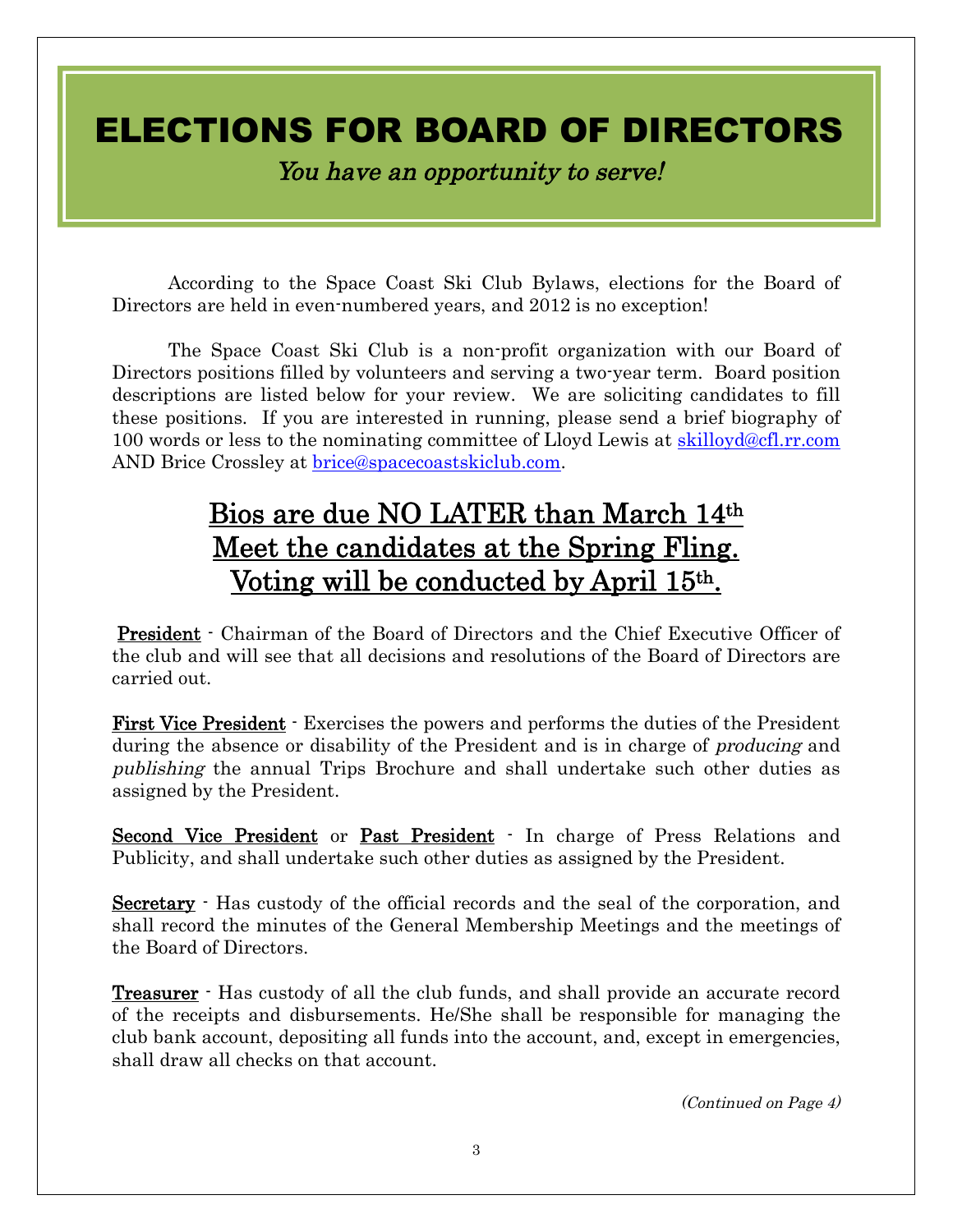# ELECTIONS FOR BOARD OF DIRECTORS

*You have an opportunity to serve!*

According to the Space Coast Ski Club Bylaws, elections for the Board of Directors are held in even-numbered years, and 2012 is no exception!

The Space Coast Ski Club is a non-profit organization with our Board of Directors positions filled by volunteers and serving a two-year term. Board position descriptions are listed below for your review. We are soliciting candidates to fill these positions. If you are interested in running, please send a brief biography of 100 words or less to the nominating committee of Lloyd Lewis at skilloyd@cfl.rr.com AND Brice Crossley at brice@spacecoastskiclub.com.

## Bios are due NO LATER than March 14th
## Meet the candidates at the Spring Fling.
## Voting will be conducted by April 15th.

**President** - Chairman of the Board of Directors and the Chief Executive Officer of the club and will see that all decisions and resolutions of the Board of Directors are carried out.

**First Vice President** - Exercises the powers and performs the duties of the President during the absence or disability of the President and is in charge of *producing* and *publishing* the annual Trips Brochure and shall undertake such other duties as assigned by the President.

**Second Vice President** or **Past President** - In charge of Press Relations and Publicity, and shall undertake such other duties as assigned by the President.

**Secretary** - Has custody of the official records and the seal of the corporation, and shall record the minutes of the General Membership Meetings and the meetings of the Board of Directors.

**Treasurer** - Has custody of all the club funds, and shall provide an accurate record of the receipts and disbursements. He/She shall be responsible for managing the club bank account, depositing all funds into the account, and, except in emergencies, shall draw all checks on that account.

*(Continued on Page 4)*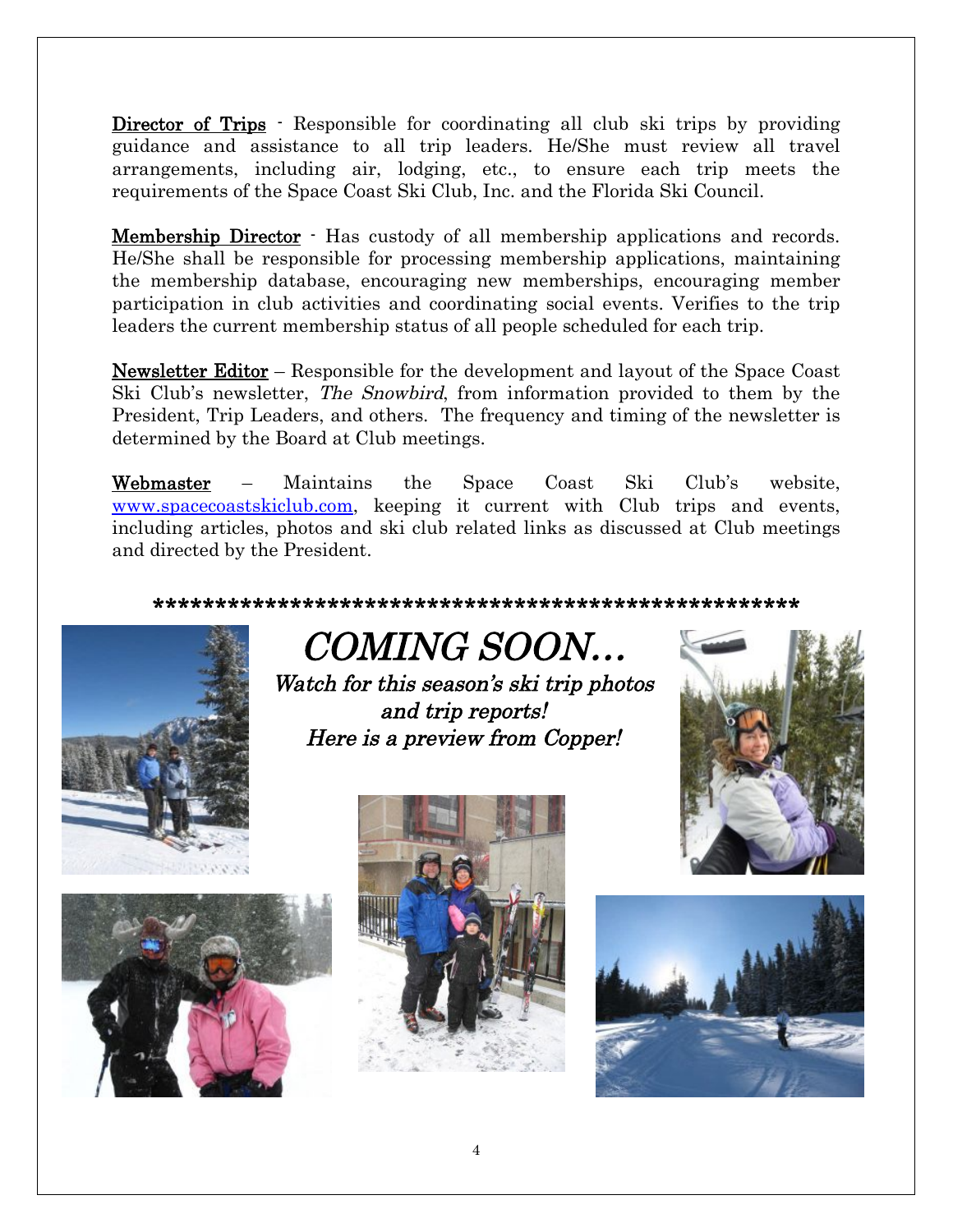**Director of Trips** - Responsible for coordinating all club ski trips by providing guidance and assistance to all trip leaders. He/She must review all travel arrangements, including air, lodging, etc., to ensure each trip meets the requirements of the Space Coast Ski Club, Inc. and the Florida Ski Council.

**Membership Director** - Has custody of all membership applications and records. He/She shall be responsible for processing membership applications, maintaining the membership database, encouraging new memberships, encouraging member participation in club activities and coordinating social events. Verifies to the trip leaders the current membership status of all people scheduled for each trip.

**Newsletter Editor** – Responsible for the development and layout of the Space Coast Ski Club's newsletter, *The Snowbird*, from information provided to them by the President, Trip Leaders, and others. The frequency and timing of the newsletter is determined by the Board at Club meetings.

**Webmaster** – Maintains the Space Coast Ski Club's website, www.spacecoastskiclub.com, keeping it current with Club trips and events, including articles, photos and ski club related links as discussed at Club meetings and directed by the President.

*****************************************************

# *COMING SOON…*

*Watch for this season's ski trip photos and trip reports!*
*Here is a preview from Copper!*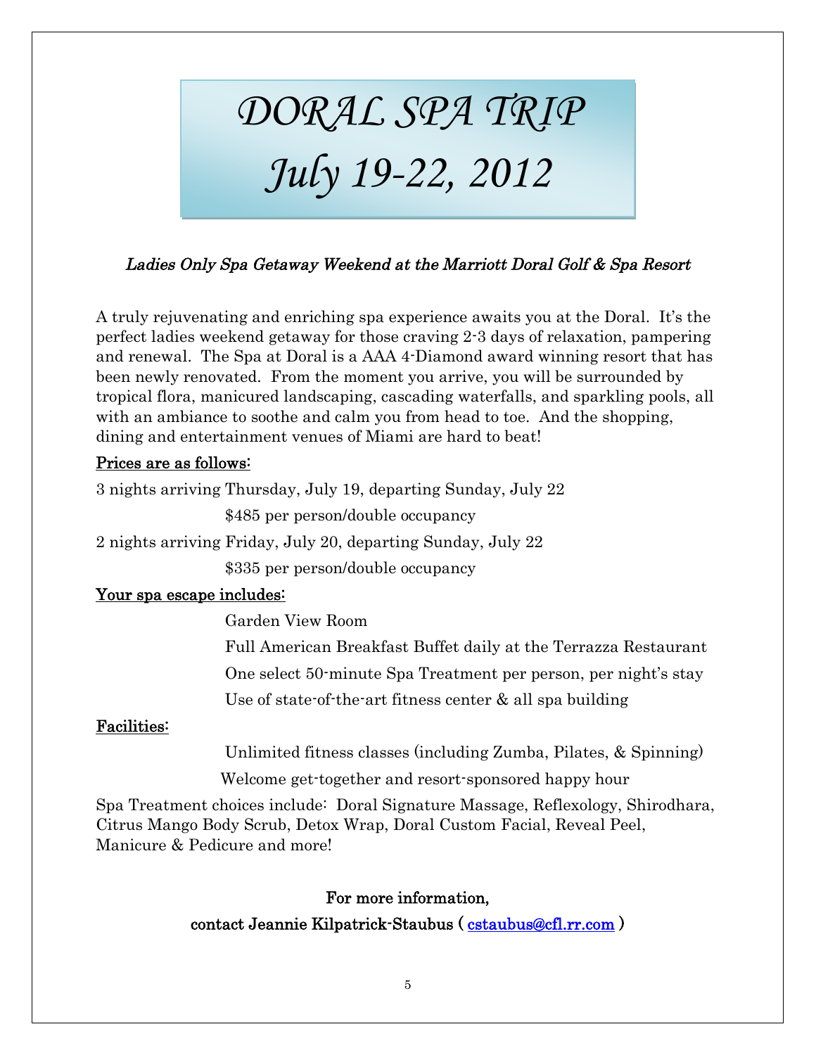# *DORAL SPA TRIP*
# *July 19-22, 2012*

***Ladies Only Spa Getaway Weekend at the Marriott Doral Golf & Spa Resort***

A truly rejuvenating and enriching spa experience awaits you at the Doral. It's the perfect ladies weekend getaway for those craving 2-3 days of relaxation, pampering and renewal. The Spa at Doral is a AAA 4-Diamond award winning resort that has been newly renovated. From the moment you arrive, you will be surrounded by tropical flora, manicured landscaping, cascading waterfalls, and sparkling pools, all with an ambiance to soothe and calm you from head to toe. And the shopping, dining and entertainment venues of Miami are hard to beat!

<u>Prices are as follows:</u>

3 nights arriving Thursday, July 19, departing Sunday, July 22

$485 per person/double occupancy

2 nights arriving Friday, July 20, departing Sunday, July 22

$335 per person/double occupancy

<u>Your spa escape includes:</u>

Garden View Room

Full American Breakfast Buffet daily at the Terrazza Restaurant

One select 50-minute Spa Treatment per person, per night's stay

Use of state-of-the-art fitness center & all spa building

<u>Facilities:</u>

Unlimited fitness classes (including Zumba, Pilates, & Spinning)

Welcome get-together and resort-sponsored happy hour

Spa Treatment choices include: Doral Signature Massage, Reflexology, Shirodhara, Citrus Mango Body Scrub, Detox Wrap, Doral Custom Facial, Reveal Peel, Manicure & Pedicure and more!

For more information,
contact Jeannie Kilpatrick-Staubus ( cstaubus@cfl.rr.com )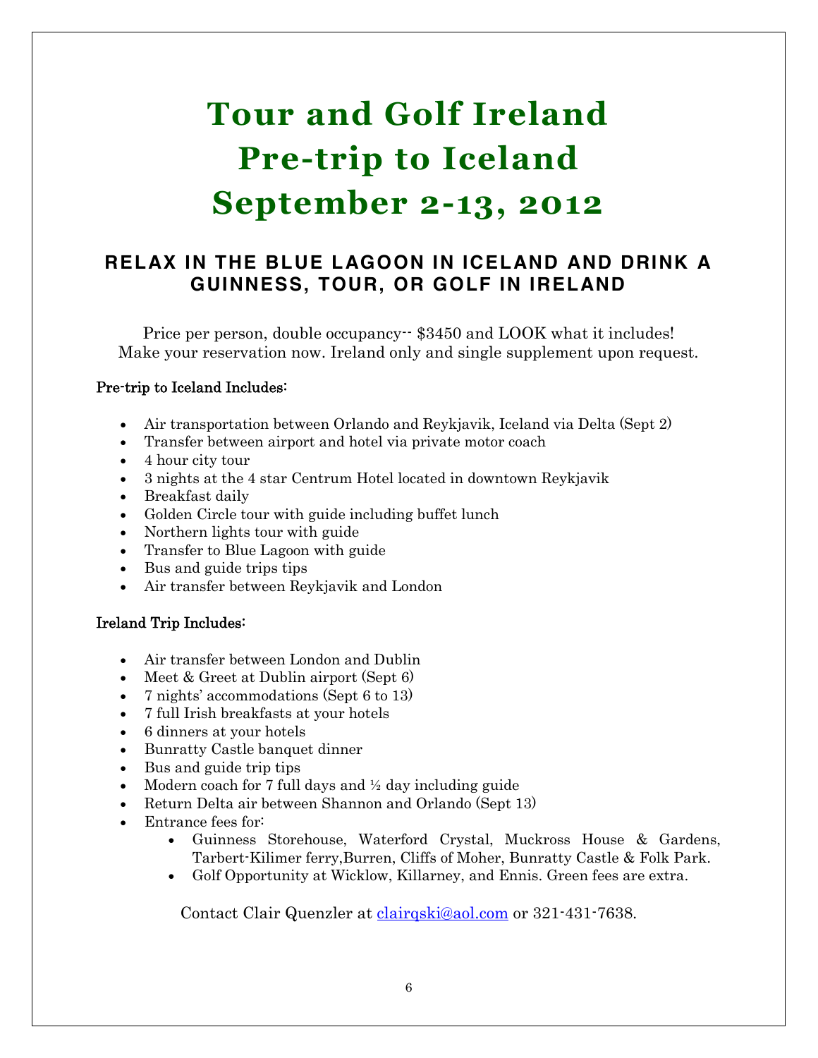# Tour and Golf Ireland
# Pre-trip to Iceland
# September 2-13, 2012

## RELAX IN THE BLUE LAGOON IN ICELAND AND DRINK A GUINNESS, TOUR, OR GOLF IN IRELAND

Price per person, double occupancy-- $3450 and LOOK what it includes! Make your reservation now. Ireland only and single supplement upon request.

Pre-trip to Iceland Includes:

- Air transportation between Orlando and Reykjavik, Iceland via Delta (Sept 2)
- Transfer between airport and hotel via private motor coach
- 4 hour city tour
- 3 nights at the 4 star Centrum Hotel located in downtown Reykjavik
- Breakfast daily
- Golden Circle tour with guide including buffet lunch
- Northern lights tour with guide
- Transfer to Blue Lagoon with guide
- Bus and guide trips tips
- Air transfer between Reykjavik and London

Ireland Trip Includes:

- Air transfer between London and Dublin
- Meet & Greet at Dublin airport (Sept 6)
- 7 nights' accommodations (Sept 6 to 13)
- 7 full Irish breakfasts at your hotels
- 6 dinners at your hotels
- Bunratty Castle banquet dinner
- Bus and guide trip tips
- Modern coach for 7 full days and ½ day including guide
- Return Delta air between Shannon and Orlando (Sept 13)
- Entrance fees for:
  - Guinness Storehouse, Waterford Crystal, Muckross House & Gardens, Tarbert-Kilimer ferry,Burren, Cliffs of Moher, Bunratty Castle & Folk Park.
  - Golf Opportunity at Wicklow, Killarney, and Ennis. Green fees are extra.

Contact Clair Quenzler at clairqski@aol.com or 321-431-7638.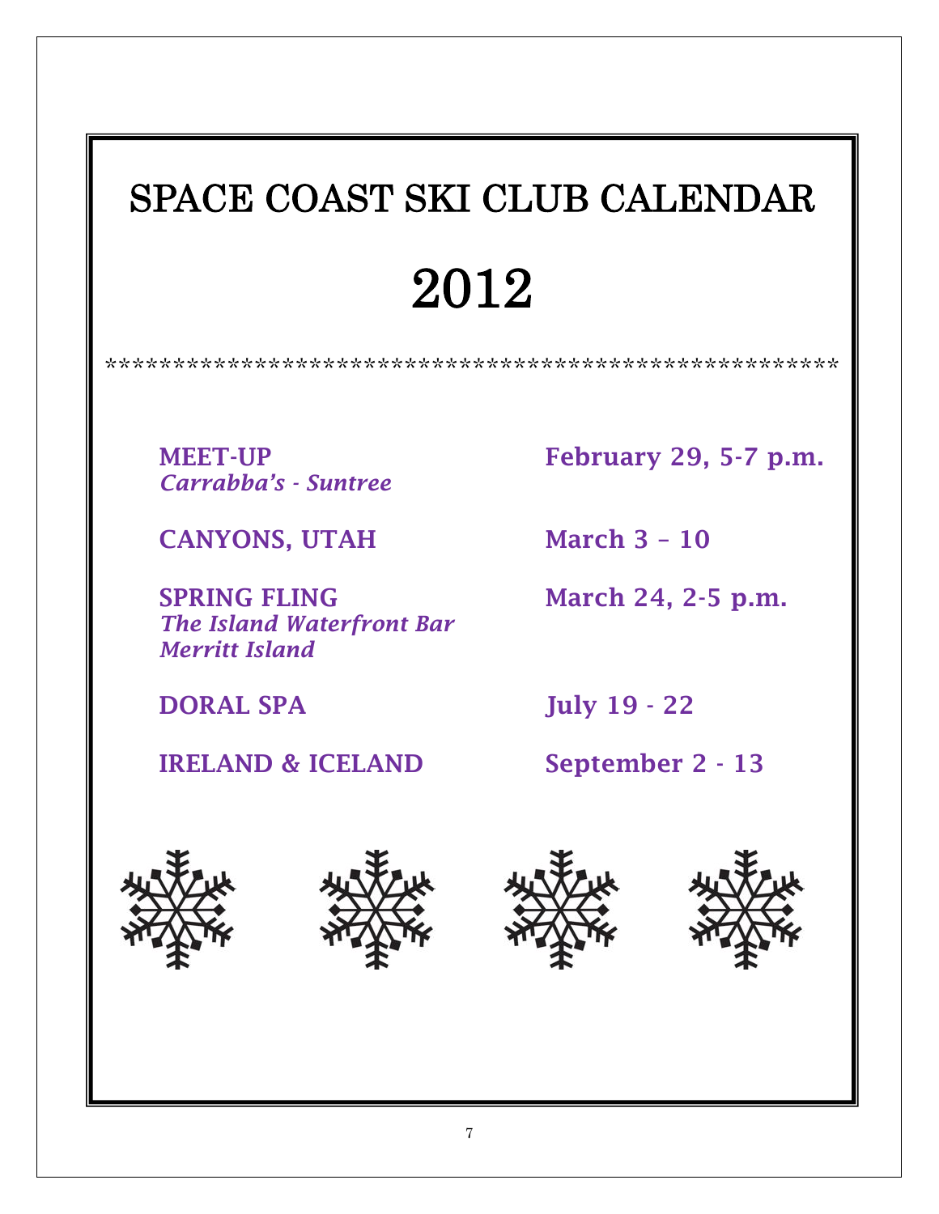# SPACE COAST SKI CLUB CALENDAR

# 2012

*****************************************************

**MEETUP** — **February 29, 5-7 p.m.**
***Carrabba's - Suntree***

**CANYONS, UTAH** — **March 3 – 10**

**SPRING FLING** — **March 24, 2-5 p.m.**
***The Island Waterfront Bar***
***Merritt Island***

**DORAL SPA** — **July 19 - 22**

**IRELAND & ICELAND** — **September 2 - 13**